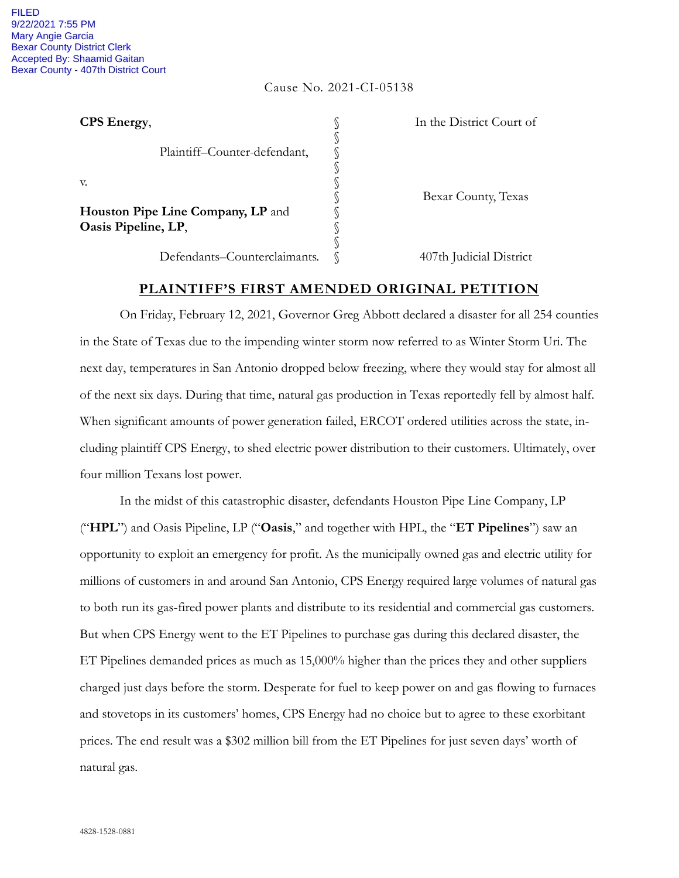FILED
9/22/2021 7:55 PM
Mary Angie Garcia
Bexar County District Clerk
Accepted By: Shaamid Gaitan
Bexar County - 407th District Court

Cause No. 2021-CI-05138

| | | |
|---|---|---|
| **CPS Energy**, | § | In the District Court of |
| Plaintiff–Counter-defendant, | § | |
| | § | |
| v. | § | |
| | § | Bexar County, Texas |
| **Houston Pipe Line Company, LP** and **Oasis Pipeline, LP**, | § | |
| | § | |
| Defendants–Counterclaimants. | § | 407th Judicial District |

# PLAINTIFF'S FIRST AMENDED ORIGINAL PETITION

On Friday, February 12, 2021, Governor Greg Abbott declared a disaster for all 254 counties in the State of Texas due to the impending winter storm now referred to as Winter Storm Uri. The next day, temperatures in San Antonio dropped below freezing, where they would stay for almost all of the next six days. During that time, natural gas production in Texas reportedly fell by almost half. When significant amounts of power generation failed, ERCOT ordered utilities across the state, including plaintiff CPS Energy, to shed electric power distribution to their customers. Ultimately, over four million Texans lost power.

In the midst of this catastrophic disaster, defendants Houston Pipe Line Company, LP ("**HPL**") and Oasis Pipeline, LP ("**Oasis**," and together with HPL, the "**ET Pipelines**") saw an opportunity to exploit an emergency for profit. As the municipally owned gas and electric utility for millions of customers in and around San Antonio, CPS Energy required large volumes of natural gas to both run its gas-fired power plants and distribute to its residential and commercial gas customers. But when CPS Energy went to the ET Pipelines to purchase gas during this declared disaster, the ET Pipelines demanded prices as much as 15,000% higher than the prices they and other suppliers charged just days before the storm. Desperate for fuel to keep power on and gas flowing to furnaces and stovetops in its customers' homes, CPS Energy had no choice but to agree to these exorbitant prices. The end result was a $302 million bill from the ET Pipelines for just seven days' worth of natural gas.

4828-1528-0881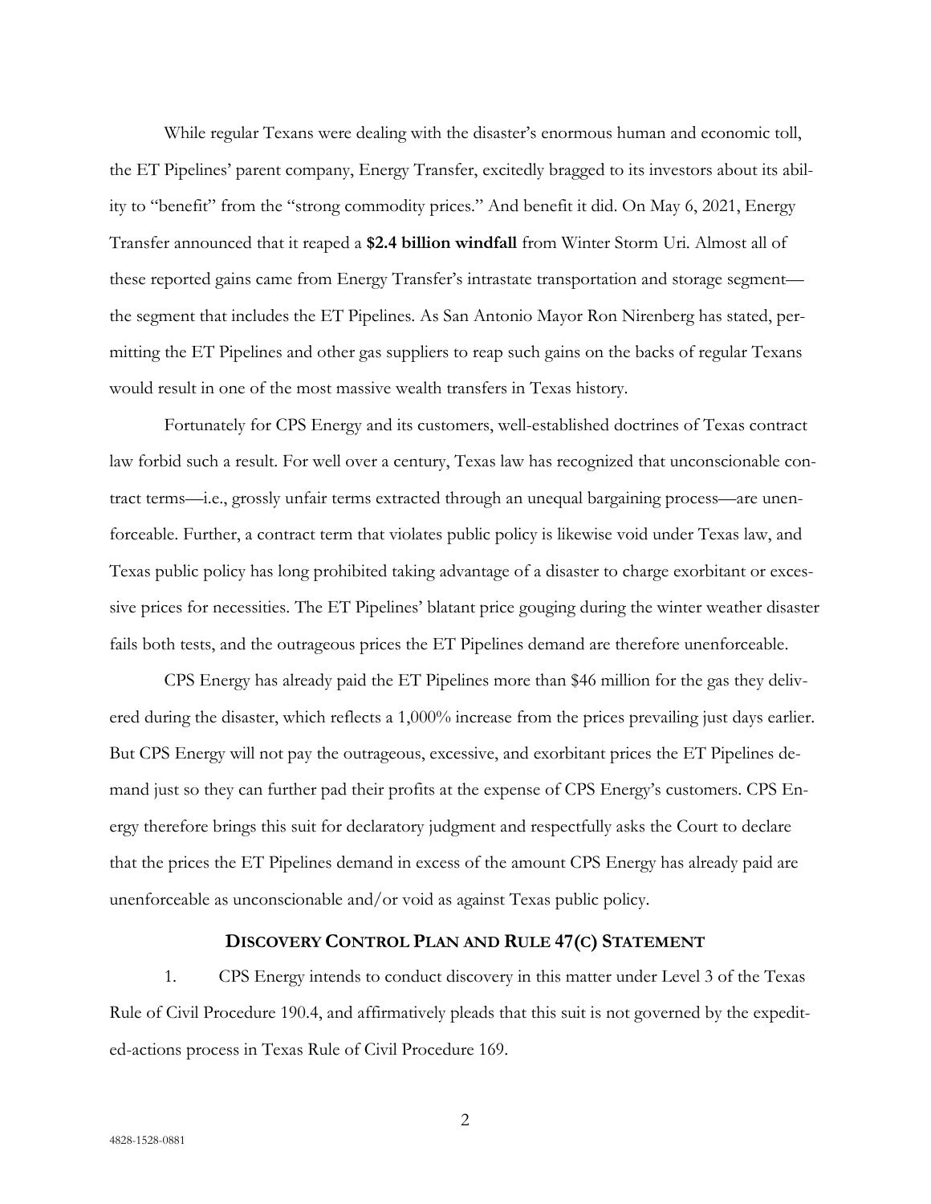While regular Texans were dealing with the disaster's enormous human and economic toll, the ET Pipelines' parent company, Energy Transfer, excitedly bragged to its investors about its ability to "benefit" from the "strong commodity prices." And benefit it did. On May 6, 2021, Energy Transfer announced that it reaped a **$2.4 billion windfall** from Winter Storm Uri. Almost all of these reported gains came from Energy Transfer's intrastate transportation and storage segment—the segment that includes the ET Pipelines. As San Antonio Mayor Ron Nirenberg has stated, permitting the ET Pipelines and other gas suppliers to reap such gains on the backs of regular Texans would result in one of the most massive wealth transfers in Texas history.

Fortunately for CPS Energy and its customers, well-established doctrines of Texas contract law forbid such a result. For well over a century, Texas law has recognized that unconscionable contract terms—i.e., grossly unfair terms extracted through an unequal bargaining process—are unenforceable. Further, a contract term that violates public policy is likewise void under Texas law, and Texas public policy has long prohibited taking advantage of a disaster to charge exorbitant or excessive prices for necessities. The ET Pipelines' blatant price gouging during the winter weather disaster fails both tests, and the outrageous prices the ET Pipelines demand are therefore unenforceable.

CPS Energy has already paid the ET Pipelines more than $46 million for the gas they delivered during the disaster, which reflects a 1,000% increase from the prices prevailing just days earlier. But CPS Energy will not pay the outrageous, excessive, and exorbitant prices the ET Pipelines demand just so they can further pad their profits at the expense of CPS Energy's customers. CPS Energy therefore brings this suit for declaratory judgment and respectfully asks the Court to declare that the prices the ET Pipelines demand in excess of the amount CPS Energy has already paid are unenforceable as unconscionable and/or void as against Texas public policy.

## DISCOVERY CONTROL PLAN AND RULE 47(C) STATEMENT

1. CPS Energy intends to conduct discovery in this matter under Level 3 of the Texas Rule of Civil Procedure 190.4, and affirmatively pleads that this suit is not governed by the expedited-actions process in Texas Rule of Civil Procedure 169.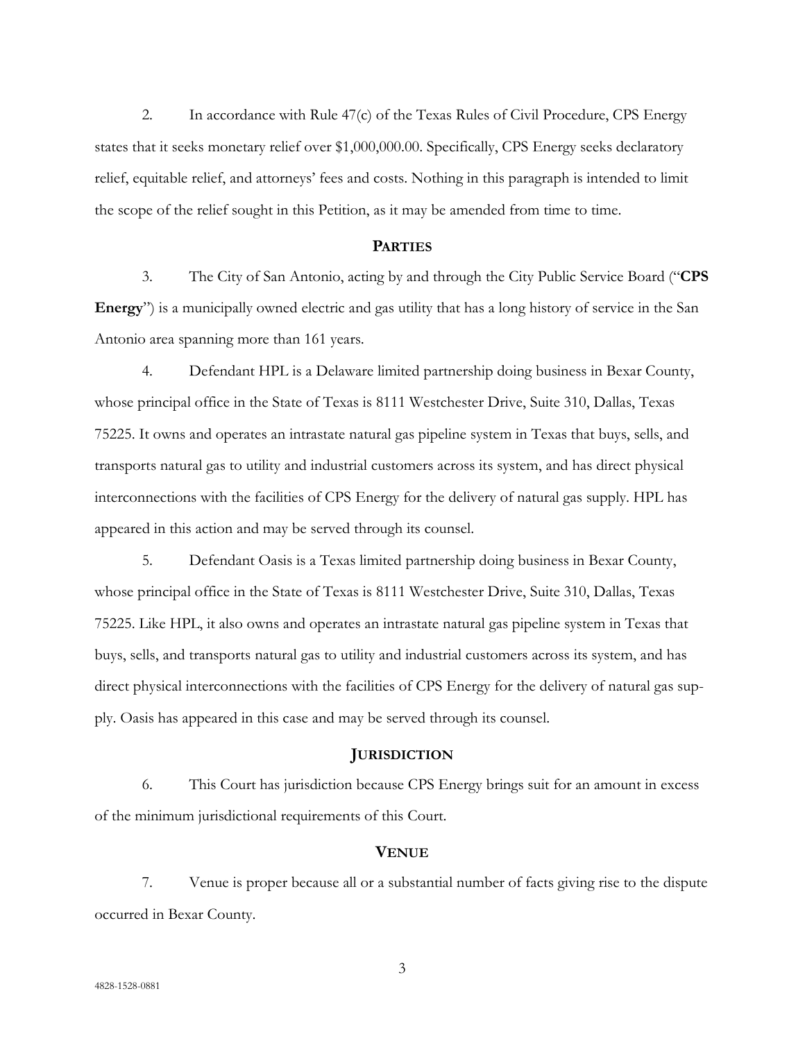2. In accordance with Rule 47(c) of the Texas Rules of Civil Procedure, CPS Energy states that it seeks monetary relief over $1,000,000.00. Specifically, CPS Energy seeks declaratory relief, equitable relief, and attorneys' fees and costs. Nothing in this paragraph is intended to limit the scope of the relief sought in this Petition, as it may be amended from time to time.

## PARTIES

3. The City of San Antonio, acting by and through the City Public Service Board ("**CPS Energy**") is a municipally owned electric and gas utility that has a long history of service in the San Antonio area spanning more than 161 years.

4. Defendant HPL is a Delaware limited partnership doing business in Bexar County, whose principal office in the State of Texas is 8111 Westchester Drive, Suite 310, Dallas, Texas 75225. It owns and operates an intrastate natural gas pipeline system in Texas that buys, sells, and transports natural gas to utility and industrial customers across its system, and has direct physical interconnections with the facilities of CPS Energy for the delivery of natural gas supply. HPL has appeared in this action and may be served through its counsel.

5. Defendant Oasis is a Texas limited partnership doing business in Bexar County, whose principal office in the State of Texas is 8111 Westchester Drive, Suite 310, Dallas, Texas 75225. Like HPL, it also owns and operates an intrastate natural gas pipeline system in Texas that buys, sells, and transports natural gas to utility and industrial customers across its system, and has direct physical interconnections with the facilities of CPS Energy for the delivery of natural gas supply. Oasis has appeared in this case and may be served through its counsel.

## JURISDICTION

6. This Court has jurisdiction because CPS Energy brings suit for an amount in excess of the minimum jurisdictional requirements of this Court.

## VENUE

7. Venue is proper because all or a substantial number of facts giving rise to the dispute occurred in Bexar County.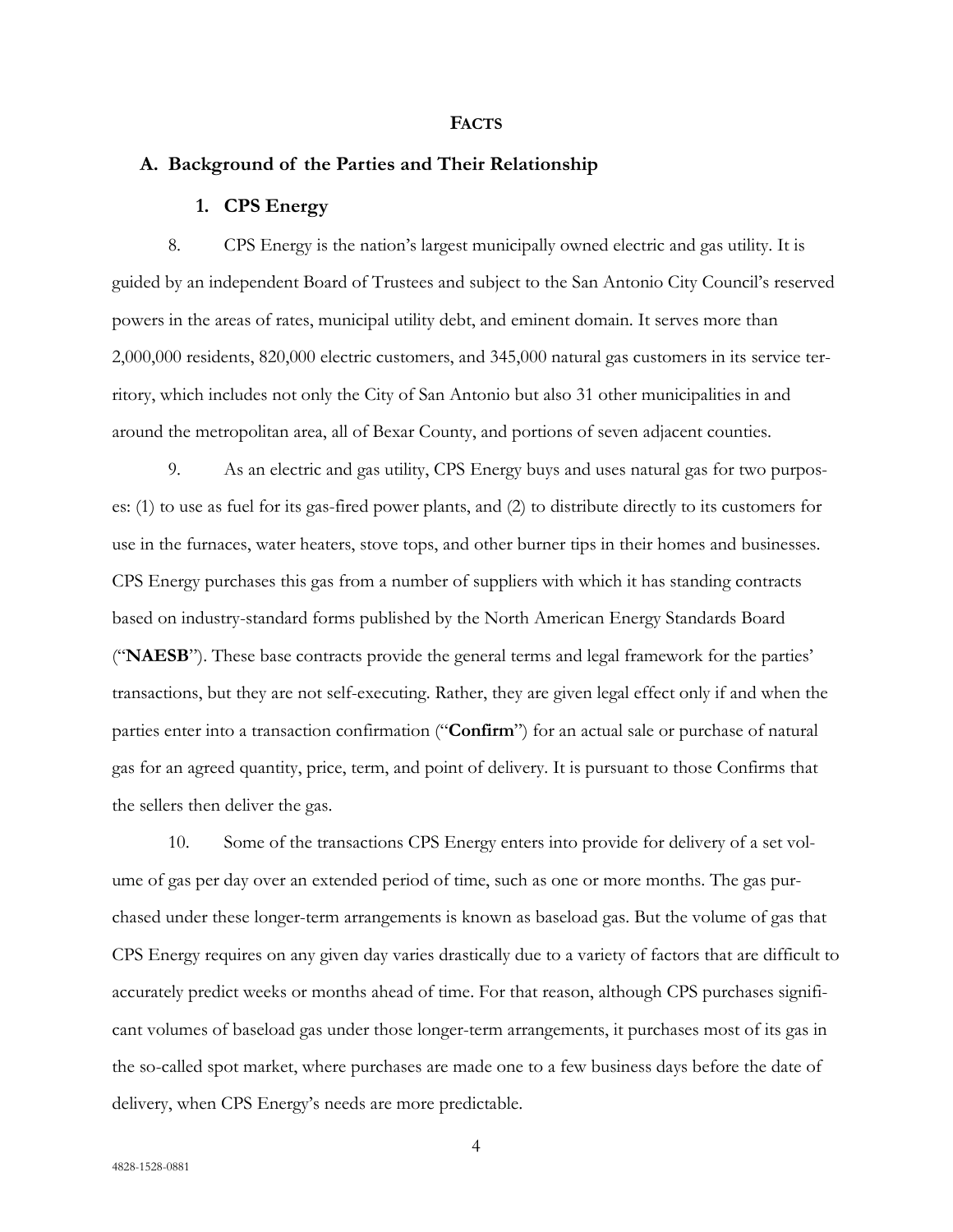## FACTS

### A. Background of the Parties and Their Relationship

#### 1. CPS Energy

8. CPS Energy is the nation's largest municipally owned electric and gas utility. It is guided by an independent Board of Trustees and subject to the San Antonio City Council's reserved powers in the areas of rates, municipal utility debt, and eminent domain. It serves more than 2,000,000 residents, 820,000 electric customers, and 345,000 natural gas customers in its service territory, which includes not only the City of San Antonio but also 31 other municipalities in and around the metropolitan area, all of Bexar County, and portions of seven adjacent counties.

9. As an electric and gas utility, CPS Energy buys and uses natural gas for two purposes: (1) to use as fuel for its gas-fired power plants, and (2) to distribute directly to its customers for use in the furnaces, water heaters, stove tops, and other burner tips in their homes and businesses. CPS Energy purchases this gas from a number of suppliers with which it has standing contracts based on industry-standard forms published by the North American Energy Standards Board ("**NAESB**"). These base contracts provide the general terms and legal framework for the parties' transactions, but they are not self-executing. Rather, they are given legal effect only if and when the parties enter into a transaction confirmation ("**Confirm**") for an actual sale or purchase of natural gas for an agreed quantity, price, term, and point of delivery. It is pursuant to those Confirms that the sellers then deliver the gas.

10. Some of the transactions CPS Energy enters into provide for delivery of a set volume of gas per day over an extended period of time, such as one or more months. The gas purchased under these longer-term arrangements is known as baseload gas. But the volume of gas that CPS Energy requires on any given day varies drastically due to a variety of factors that are difficult to accurately predict weeks or months ahead of time. For that reason, although CPS purchases significant volumes of baseload gas under those longer-term arrangements, it purchases most of its gas in the so-called spot market, where purchases are made one to a few business days before the date of delivery, when CPS Energy's needs are more predictable.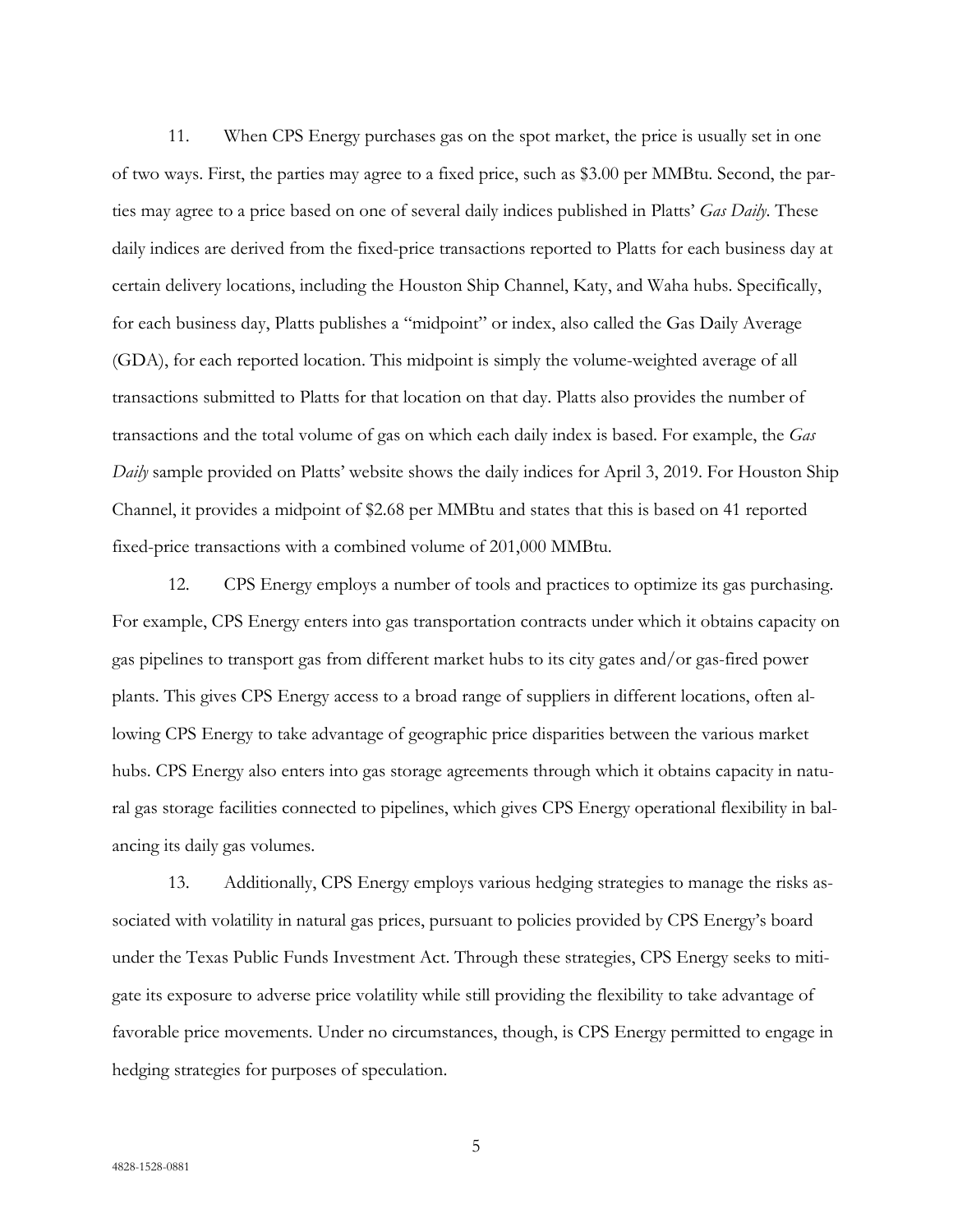11. When CPS Energy purchases gas on the spot market, the price is usually set in one of two ways. First, the parties may agree to a fixed price, such as $3.00 per MMBtu. Second, the parties may agree to a price based on one of several daily indices published in Platts' *Gas Daily*. These daily indices are derived from the fixed-price transactions reported to Platts for each business day at certain delivery locations, including the Houston Ship Channel, Katy, and Waha hubs. Specifically, for each business day, Platts publishes a "midpoint" or index, also called the Gas Daily Average (GDA), for each reported location. This midpoint is simply the volume-weighted average of all transactions submitted to Platts for that location on that day. Platts also provides the number of transactions and the total volume of gas on which each daily index is based. For example, the *Gas Daily* sample provided on Platts' website shows the daily indices for April 3, 2019. For Houston Ship Channel, it provides a midpoint of $2.68 per MMBtu and states that this is based on 41 reported fixed-price transactions with a combined volume of 201,000 MMBtu.

12. CPS Energy employs a number of tools and practices to optimize its gas purchasing. For example, CPS Energy enters into gas transportation contracts under which it obtains capacity on gas pipelines to transport gas from different market hubs to its city gates and/or gas-fired power plants. This gives CPS Energy access to a broad range of suppliers in different locations, often allowing CPS Energy to take advantage of geographic price disparities between the various market hubs. CPS Energy also enters into gas storage agreements through which it obtains capacity in natural gas storage facilities connected to pipelines, which gives CPS Energy operational flexibility in balancing its daily gas volumes.

13. Additionally, CPS Energy employs various hedging strategies to manage the risks associated with volatility in natural gas prices, pursuant to policies provided by CPS Energy's board under the Texas Public Funds Investment Act. Through these strategies, CPS Energy seeks to mitigate its exposure to adverse price volatility while still providing the flexibility to take advantage of favorable price movements. Under no circumstances, though, is CPS Energy permitted to engage in hedging strategies for purposes of speculation.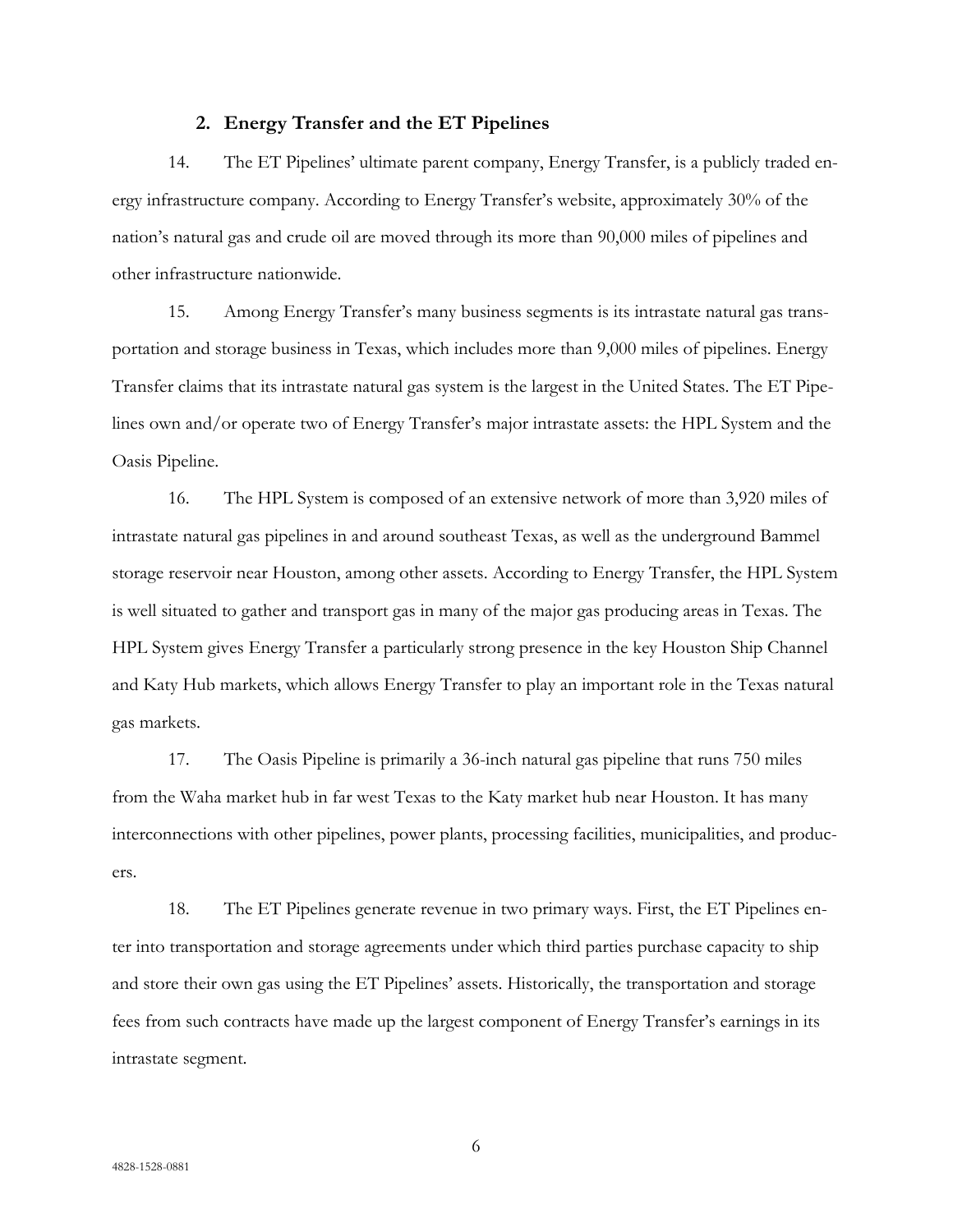## 2. Energy Transfer and the ET Pipelines

14. The ET Pipelines' ultimate parent company, Energy Transfer, is a publicly traded energy infrastructure company. According to Energy Transfer's website, approximately 30% of the nation's natural gas and crude oil are moved through its more than 90,000 miles of pipelines and other infrastructure nationwide.

15. Among Energy Transfer's many business segments is its intrastate natural gas transportation and storage business in Texas, which includes more than 9,000 miles of pipelines. Energy Transfer claims that its intrastate natural gas system is the largest in the United States. The ET Pipelines own and/or operate two of Energy Transfer's major intrastate assets: the HPL System and the Oasis Pipeline.

16. The HPL System is composed of an extensive network of more than 3,920 miles of intrastate natural gas pipelines in and around southeast Texas, as well as the underground Bammel storage reservoir near Houston, among other assets. According to Energy Transfer, the HPL System is well situated to gather and transport gas in many of the major gas producing areas in Texas. The HPL System gives Energy Transfer a particularly strong presence in the key Houston Ship Channel and Katy Hub markets, which allows Energy Transfer to play an important role in the Texas natural gas markets.

17. The Oasis Pipeline is primarily a 36-inch natural gas pipeline that runs 750 miles from the Waha market hub in far west Texas to the Katy market hub near Houston. It has many interconnections with other pipelines, power plants, processing facilities, municipalities, and producers.

18. The ET Pipelines generate revenue in two primary ways. First, the ET Pipelines enter into transportation and storage agreements under which third parties purchase capacity to ship and store their own gas using the ET Pipelines' assets. Historically, the transportation and storage fees from such contracts have made up the largest component of Energy Transfer's earnings in its intrastate segment.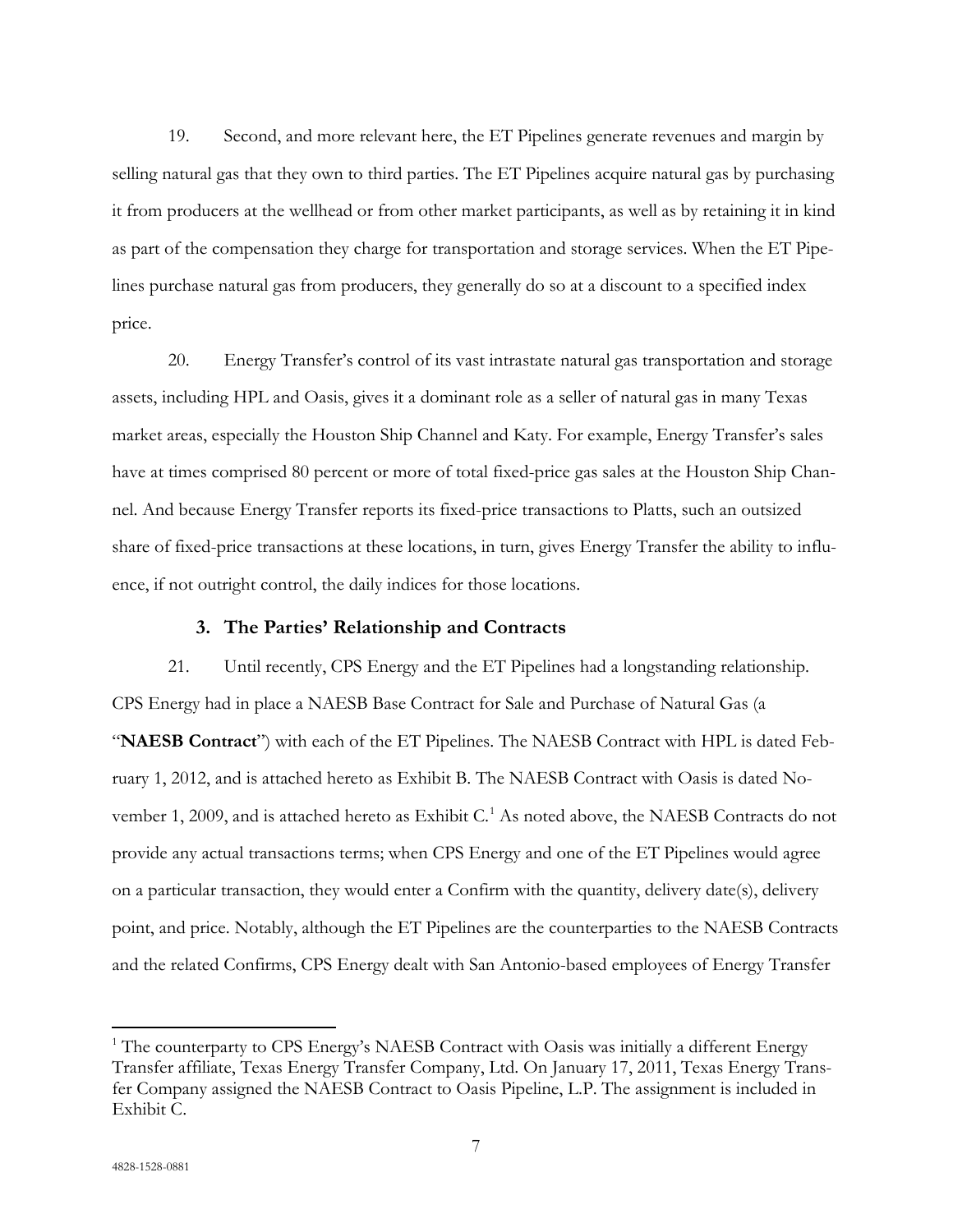19. Second, and more relevant here, the ET Pipelines generate revenues and margin by selling natural gas that they own to third parties. The ET Pipelines acquire natural gas by purchasing it from producers at the wellhead or from other market participants, as well as by retaining it in kind as part of the compensation they charge for transportation and storage services. When the ET Pipelines purchase natural gas from producers, they generally do so at a discount to a specified index price.

20. Energy Transfer's control of its vast intrastate natural gas transportation and storage assets, including HPL and Oasis, gives it a dominant role as a seller of natural gas in many Texas market areas, especially the Houston Ship Channel and Katy. For example, Energy Transfer's sales have at times comprised 80 percent or more of total fixed-price gas sales at the Houston Ship Channel. And because Energy Transfer reports its fixed-price transactions to Platts, such an outsized share of fixed-price transactions at these locations, in turn, gives Energy Transfer the ability to influence, if not outright control, the daily indices for those locations.

### 3. The Parties' Relationship and Contracts

21. Until recently, CPS Energy and the ET Pipelines had a longstanding relationship. CPS Energy had in place a NAESB Base Contract for Sale and Purchase of Natural Gas (a "**NAESB Contract**") with each of the ET Pipelines. The NAESB Contract with HPL is dated February 1, 2012, and is attached hereto as Exhibit B. The NAESB Contract with Oasis is dated November 1, 2009, and is attached hereto as Exhibit C.[1] As noted above, the NAESB Contracts do not provide any actual transactions terms; when CPS Energy and one of the ET Pipelines would agree on a particular transaction, they would enter a Confirm with the quantity, delivery date(s), delivery point, and price. Notably, although the ET Pipelines are the counterparties to the NAESB Contracts and the related Confirms, CPS Energy dealt with San Antonio-based employees of Energy Transfer

[1] The counterparty to CPS Energy's NAESB Contract with Oasis was initially a different Energy Transfer affiliate, Texas Energy Transfer Company, Ltd. On January 17, 2011, Texas Energy Transfer Company assigned the NAESB Contract to Oasis Pipeline, L.P. The assignment is included in Exhibit C.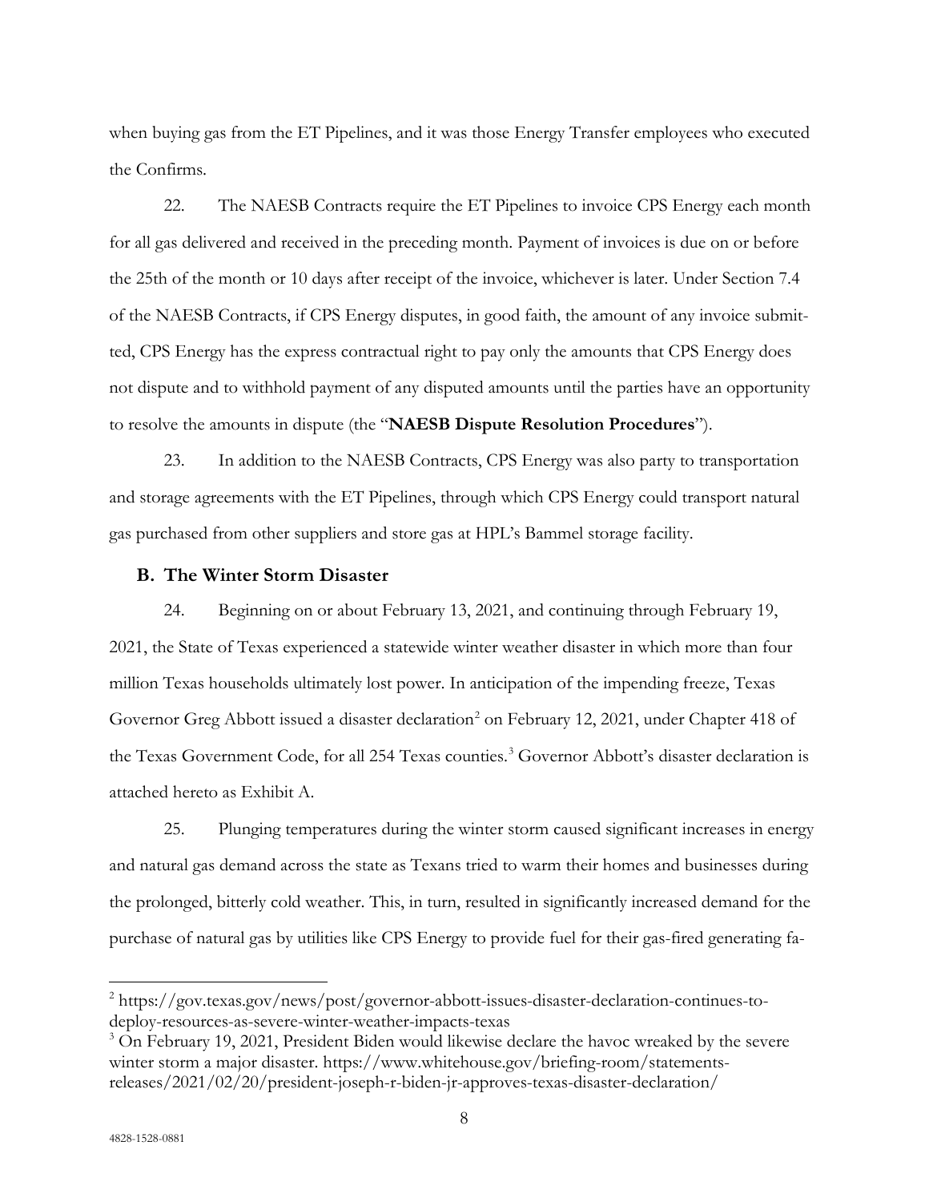when buying gas from the ET Pipelines, and it was those Energy Transfer employees who executed the Confirms.

22. The NAESB Contracts require the ET Pipelines to invoice CPS Energy each month for all gas delivered and received in the preceding month. Payment of invoices is due on or before the 25th of the month or 10 days after receipt of the invoice, whichever is later. Under Section 7.4 of the NAESB Contracts, if CPS Energy disputes, in good faith, the amount of any invoice submitted, CPS Energy has the express contractual right to pay only the amounts that CPS Energy does not dispute and to withhold payment of any disputed amounts until the parties have an opportunity to resolve the amounts in dispute (the "**NAESB Dispute Resolution Procedures**").

23. In addition to the NAESB Contracts, CPS Energy was also party to transportation and storage agreements with the ET Pipelines, through which CPS Energy could transport natural gas purchased from other suppliers and store gas at HPL's Bammel storage facility.

### B. The Winter Storm Disaster

24. Beginning on or about February 13, 2021, and continuing through February 19, 2021, the State of Texas experienced a statewide winter weather disaster in which more than four million Texas households ultimately lost power. In anticipation of the impending freeze, Texas Governor Greg Abbott issued a disaster declaration[2] on February 12, 2021, under Chapter 418 of the Texas Government Code, for all 254 Texas counties.[3] Governor Abbott's disaster declaration is attached hereto as Exhibit A.

25. Plunging temperatures during the winter storm caused significant increases in energy and natural gas demand across the state as Texans tried to warm their homes and businesses during the prolonged, bitterly cold weather. This, in turn, resulted in significantly increased demand for the purchase of natural gas by utilities like CPS Energy to provide fuel for their gas-fired generating fa-

---

[2] https://gov.texas.gov/news/post/governor-abbott-issues-disaster-declaration-continues-to-deploy-resources-as-severe-winter-weather-impacts-texas

[3] On February 19, 2021, President Biden would likewise declare the havoc wreaked by the severe winter storm a major disaster. https://www.whitehouse.gov/briefing-room/statements-releases/2021/02/20/president-joseph-r-biden-jr-approves-texas-disaster-declaration/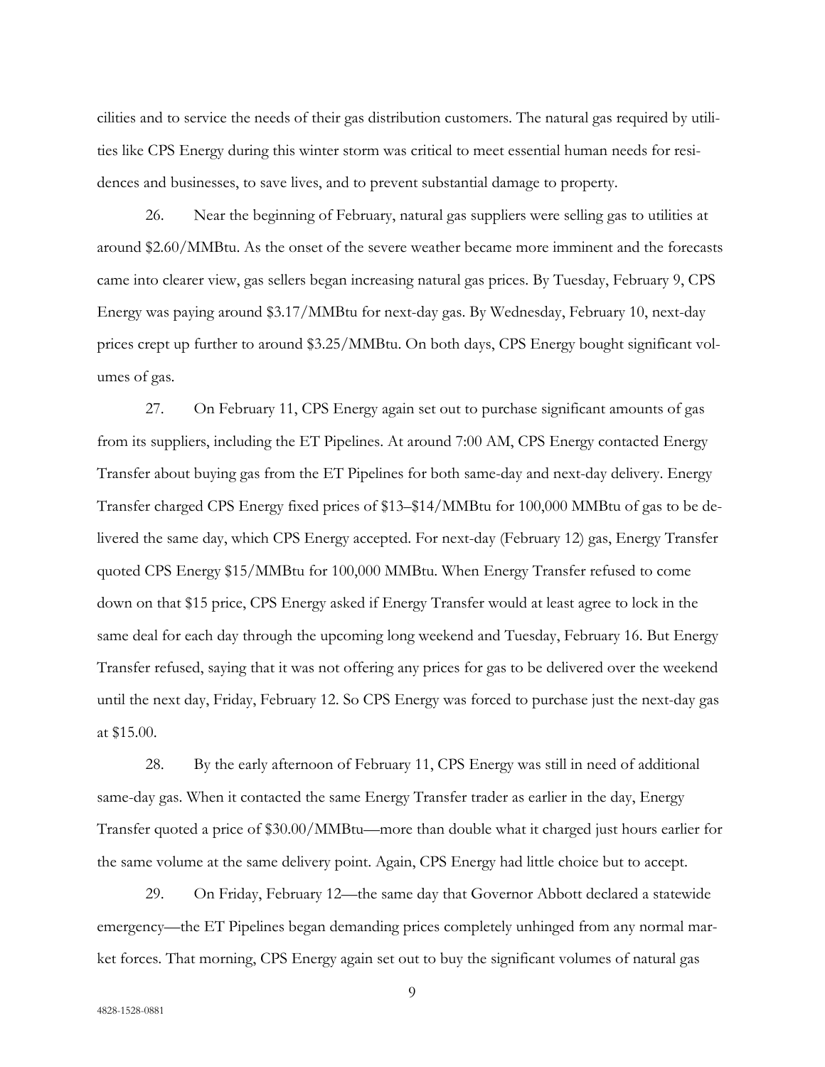cilities and to service the needs of their gas distribution customers. The natural gas required by utilities like CPS Energy during this winter storm was critical to meet essential human needs for residences and businesses, to save lives, and to prevent substantial damage to property.

26. Near the beginning of February, natural gas suppliers were selling gas to utilities at around $2.60/MMBtu. As the onset of the severe weather became more imminent and the forecasts came into clearer view, gas sellers began increasing natural gas prices. By Tuesday, February 9, CPS Energy was paying around $3.17/MMBtu for next-day gas. By Wednesday, February 10, next-day prices crept up further to around $3.25/MMBtu. On both days, CPS Energy bought significant volumes of gas.

27. On February 11, CPS Energy again set out to purchase significant amounts of gas from its suppliers, including the ET Pipelines. At around 7:00 AM, CPS Energy contacted Energy Transfer about buying gas from the ET Pipelines for both same-day and next-day delivery. Energy Transfer charged CPS Energy fixed prices of $13–$14/MMBtu for 100,000 MMBtu of gas to be delivered the same day, which CPS Energy accepted. For next-day (February 12) gas, Energy Transfer quoted CPS Energy $15/MMBtu for 100,000 MMBtu. When Energy Transfer refused to come down on that $15 price, CPS Energy asked if Energy Transfer would at least agree to lock in the same deal for each day through the upcoming long weekend and Tuesday, February 16. But Energy Transfer refused, saying that it was not offering any prices for gas to be delivered over the weekend until the next day, Friday, February 12. So CPS Energy was forced to purchase just the next-day gas at $15.00.

28. By the early afternoon of February 11, CPS Energy was still in need of additional same-day gas. When it contacted the same Energy Transfer trader as earlier in the day, Energy Transfer quoted a price of $30.00/MMBtu—more than double what it charged just hours earlier for the same volume at the same delivery point. Again, CPS Energy had little choice but to accept.

29. On Friday, February 12—the same day that Governor Abbott declared a statewide emergency—the ET Pipelines began demanding prices completely unhinged from any normal market forces. That morning, CPS Energy again set out to buy the significant volumes of natural gas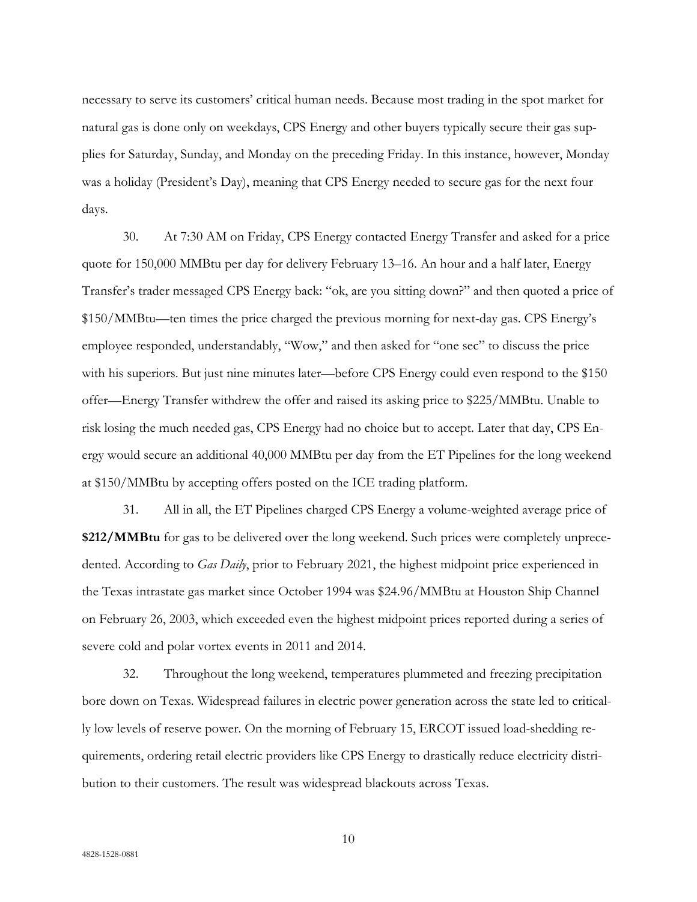necessary to serve its customers' critical human needs. Because most trading in the spot market for natural gas is done only on weekdays, CPS Energy and other buyers typically secure their gas supplies for Saturday, Sunday, and Monday on the preceding Friday. In this instance, however, Monday was a holiday (President's Day), meaning that CPS Energy needed to secure gas for the next four days.

30. At 7:30 AM on Friday, CPS Energy contacted Energy Transfer and asked for a price quote for 150,000 MMBtu per day for delivery February 13–16. An hour and a half later, Energy Transfer's trader messaged CPS Energy back: "ok, are you sitting down?" and then quoted a price of $150/MMBtu—ten times the price charged the previous morning for next-day gas. CPS Energy's employee responded, understandably, "Wow," and then asked for "one sec" to discuss the price with his superiors. But just nine minutes later—before CPS Energy could even respond to the $150 offer—Energy Transfer withdrew the offer and raised its asking price to $225/MMBtu. Unable to risk losing the much needed gas, CPS Energy had no choice but to accept. Later that day, CPS Energy would secure an additional 40,000 MMBtu per day from the ET Pipelines for the long weekend at $150/MMBtu by accepting offers posted on the ICE trading platform.

31. All in all, the ET Pipelines charged CPS Energy a volume-weighted average price of **$212/MMBtu** for gas to be delivered over the long weekend. Such prices were completely unprecedented. According to *Gas Daily*, prior to February 2021, the highest midpoint price experienced in the Texas intrastate gas market since October 1994 was $24.96/MMBtu at Houston Ship Channel on February 26, 2003, which exceeded even the highest midpoint prices reported during a series of severe cold and polar vortex events in 2011 and 2014.

32. Throughout the long weekend, temperatures plummeted and freezing precipitation bore down on Texas. Widespread failures in electric power generation across the state led to critically low levels of reserve power. On the morning of February 15, ERCOT issued load-shedding requirements, ordering retail electric providers like CPS Energy to drastically reduce electricity distribution to their customers. The result was widespread blackouts across Texas.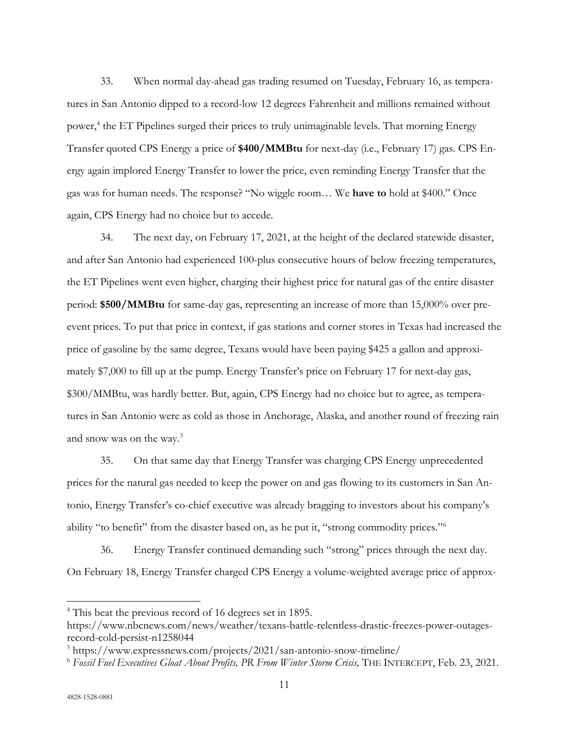33. When normal day-ahead gas trading resumed on Tuesday, February 16, as temperatures in San Antonio dipped to a record-low 12 degrees Fahrenheit and millions remained without power,[4] the ET Pipelines surged their prices to truly unimaginable levels. That morning Energy Transfer quoted CPS Energy a price of **$400/MMBtu** for next-day (i.e., February 17) gas. CPS Energy again implored Energy Transfer to lower the price, even reminding Energy Transfer that the gas was for human needs. The response? "No wiggle room… We **have to** hold at $400." Once again, CPS Energy had no choice but to accede.

34. The next day, on February 17, 2021, at the height of the declared statewide disaster, and after San Antonio had experienced 100-plus consecutive hours of below freezing temperatures, the ET Pipelines went even higher, charging their highest price for natural gas of the entire disaster period: **$500/MMBtu** for same-day gas, representing an increase of more than 15,000% over pre-event prices. To put that price in context, if gas stations and corner stores in Texas had increased the price of gasoline by the same degree, Texans would have been paying $425 a gallon and approximately $7,000 to fill up at the pump. Energy Transfer's price on February 17 for next-day gas, $300/MMBtu, was hardly better. But, again, CPS Energy had no choice but to agree, as temperatures in San Antonio were as cold as those in Anchorage, Alaska, and another round of freezing rain and snow was on the way.[5]

35. On that same day that Energy Transfer was charging CPS Energy unprecedented prices for the natural gas needed to keep the power on and gas flowing to its customers in San Antonio, Energy Transfer's co-chief executive was already bragging to investors about his company's ability "to benefit" from the disaster based on, as he put it, "strong commodity prices."[6]

36. Energy Transfer continued demanding such "strong" prices through the next day. On February 18, Energy Transfer charged CPS Energy a volume-weighted average price of approx-

---

[4] This beat the previous record of 16 degrees set in 1895. https://www.nbcnews.com/news/weather/texans-battle-relentless-drastic-freezes-power-outages-record-cold-persist-n1258044

[5] https://www.expressnews.com/projects/2021/san-antonio-snow-timeline/

[6] *Fossil Fuel Executives Gloat About Profits, PR From Winter Storm Crisis,* THE INTERCEPT, Feb. 23, 2021.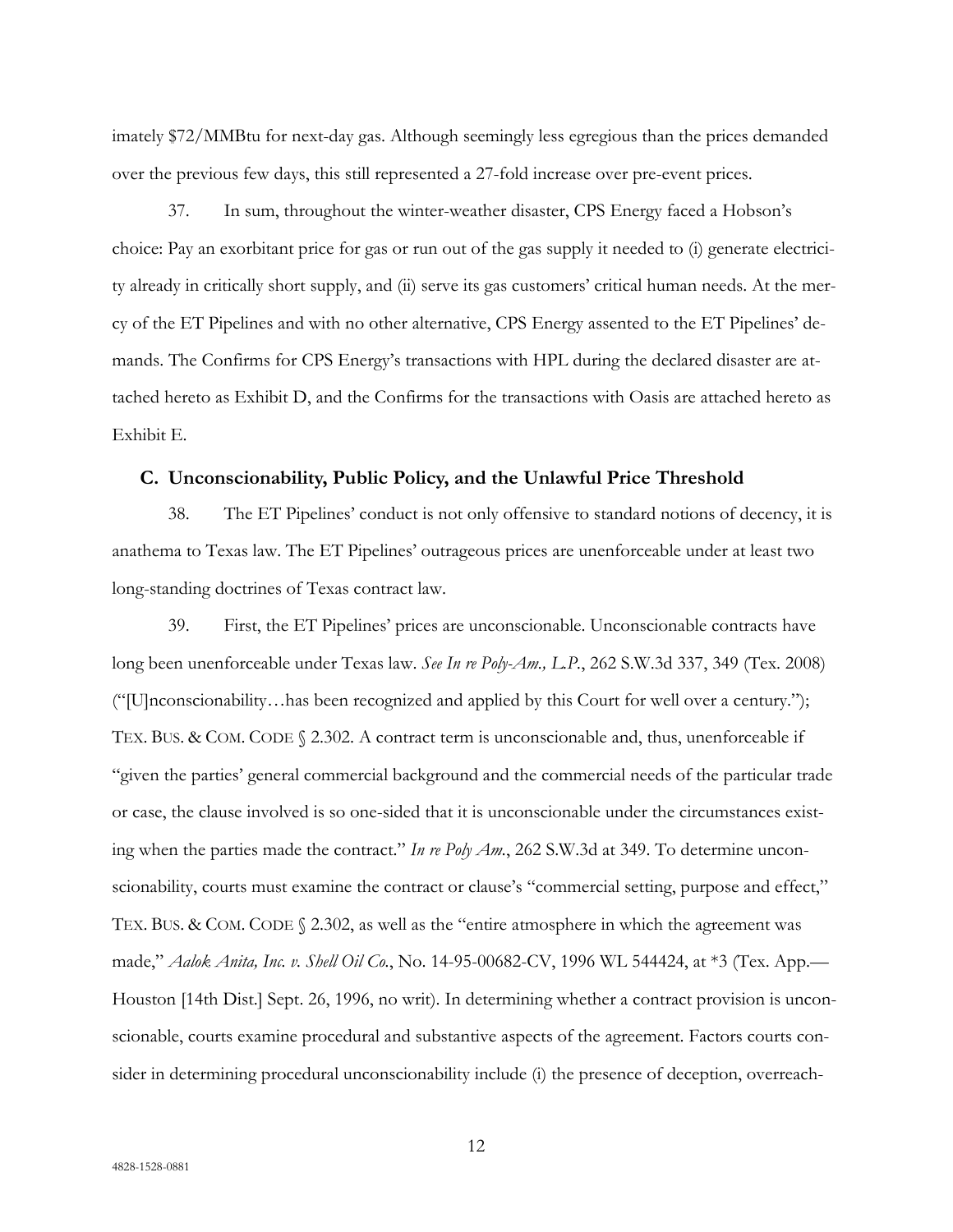imately $72/MMBtu for next-day gas. Although seemingly less egregious than the prices demanded over the previous few days, this still represented a 27-fold increase over pre-event prices.

37. In sum, throughout the winter-weather disaster, CPS Energy faced a Hobson's choice: Pay an exorbitant price for gas or run out of the gas supply it needed to (i) generate electricity already in critically short supply, and (ii) serve its gas customers' critical human needs. At the mercy of the ET Pipelines and with no other alternative, CPS Energy assented to the ET Pipelines' demands. The Confirms for CPS Energy's transactions with HPL during the declared disaster are attached hereto as Exhibit D, and the Confirms for the transactions with Oasis are attached hereto as Exhibit E.

### C. Unconscionability, Public Policy, and the Unlawful Price Threshold

38. The ET Pipelines' conduct is not only offensive to standard notions of decency, it is anathema to Texas law. The ET Pipelines' outrageous prices are unenforceable under at least two long-standing doctrines of Texas contract law.

39. First, the ET Pipelines' prices are unconscionable. Unconscionable contracts have long been unenforceable under Texas law. *See In re Poly-Am., L.P.*, 262 S.W.3d 337, 349 (Tex. 2008) ("[U]nconscionability…has been recognized and applied by this Court for well over a century."); TEX. BUS. & COM. CODE § 2.302. A contract term is unconscionable and, thus, unenforceable if "given the parties' general commercial background and the commercial needs of the particular trade or case, the clause involved is so one-sided that it is unconscionable under the circumstances existing when the parties made the contract." *In re Poly Am.*, 262 S.W.3d at 349. To determine unconscionability, courts must examine the contract or clause's "commercial setting, purpose and effect," TEX. BUS. & COM. CODE § 2.302, as well as the "entire atmosphere in which the agreement was made," *Aalok Anita, Inc. v. Shell Oil Co.*, No. 14-95-00682-CV, 1996 WL 544424, at *3 (Tex. App.—Houston [14th Dist.] Sept. 26, 1996, no writ). In determining whether a contract provision is unconscionable, courts examine procedural and substantive aspects of the agreement. Factors courts consider in determining procedural unconscionability include (i) the presence of deception, overreach-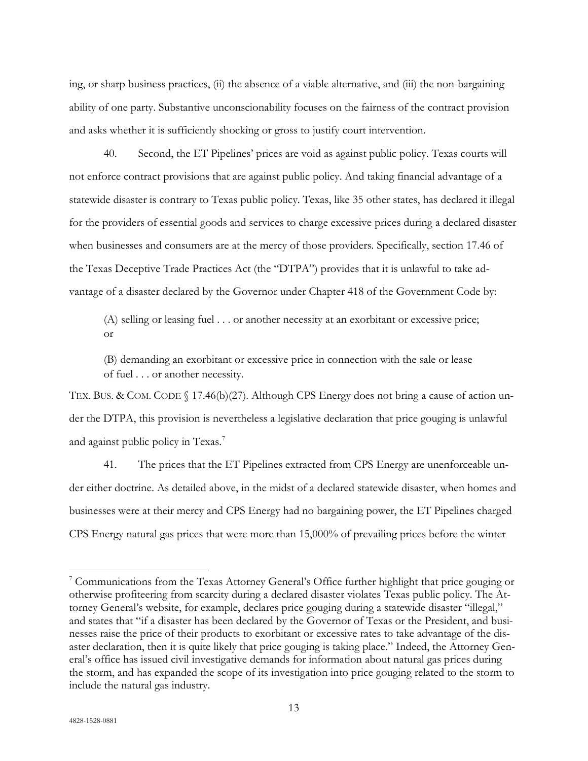ing, or sharp business practices, (ii) the absence of a viable alternative, and (iii) the non-bargaining ability of one party. Substantive unconscionability focuses on the fairness of the contract provision and asks whether it is sufficiently shocking or gross to justify court intervention.

40. Second, the ET Pipelines' prices are void as against public policy. Texas courts will not enforce contract provisions that are against public policy. And taking financial advantage of a statewide disaster is contrary to Texas public policy. Texas, like 35 other states, has declared it illegal for the providers of essential goods and services to charge excessive prices during a declared disaster when businesses and consumers are at the mercy of those providers. Specifically, section 17.46 of the Texas Deceptive Trade Practices Act (the "DTPA") provides that it is unlawful to take advantage of a disaster declared by the Governor under Chapter 418 of the Government Code by:

> (A) selling or leasing fuel . . . or another necessity at an exorbitant or excessive price; or
>
> (B) demanding an exorbitant or excessive price in connection with the sale or lease of fuel . . . or another necessity.

TEX. BUS. & COM. CODE § 17.46(b)(27). Although CPS Energy does not bring a cause of action under the DTPA, this provision is nevertheless a legislative declaration that price gouging is unlawful and against public policy in Texas.[7]

41. The prices that the ET Pipelines extracted from CPS Energy are unenforceable under either doctrine. As detailed above, in the midst of a declared statewide disaster, when homes and businesses were at their mercy and CPS Energy had no bargaining power, the ET Pipelines charged CPS Energy natural gas prices that were more than 15,000% of prevailing prices before the winter

---

[7] Communications from the Texas Attorney General's Office further highlight that price gouging or otherwise profiteering from scarcity during a declared disaster violates Texas public policy. The Attorney General's website, for example, declares price gouging during a statewide disaster "illegal," and states that "if a disaster has been declared by the Governor of Texas or the President, and businesses raise the price of their products to exorbitant or excessive rates to take advantage of the disaster declaration, then it is quite likely that price gouging is taking place." Indeed, the Attorney General's office has issued civil investigative demands for information about natural gas prices during the storm, and has expanded the scope of its investigation into price gouging related to the storm to include the natural gas industry.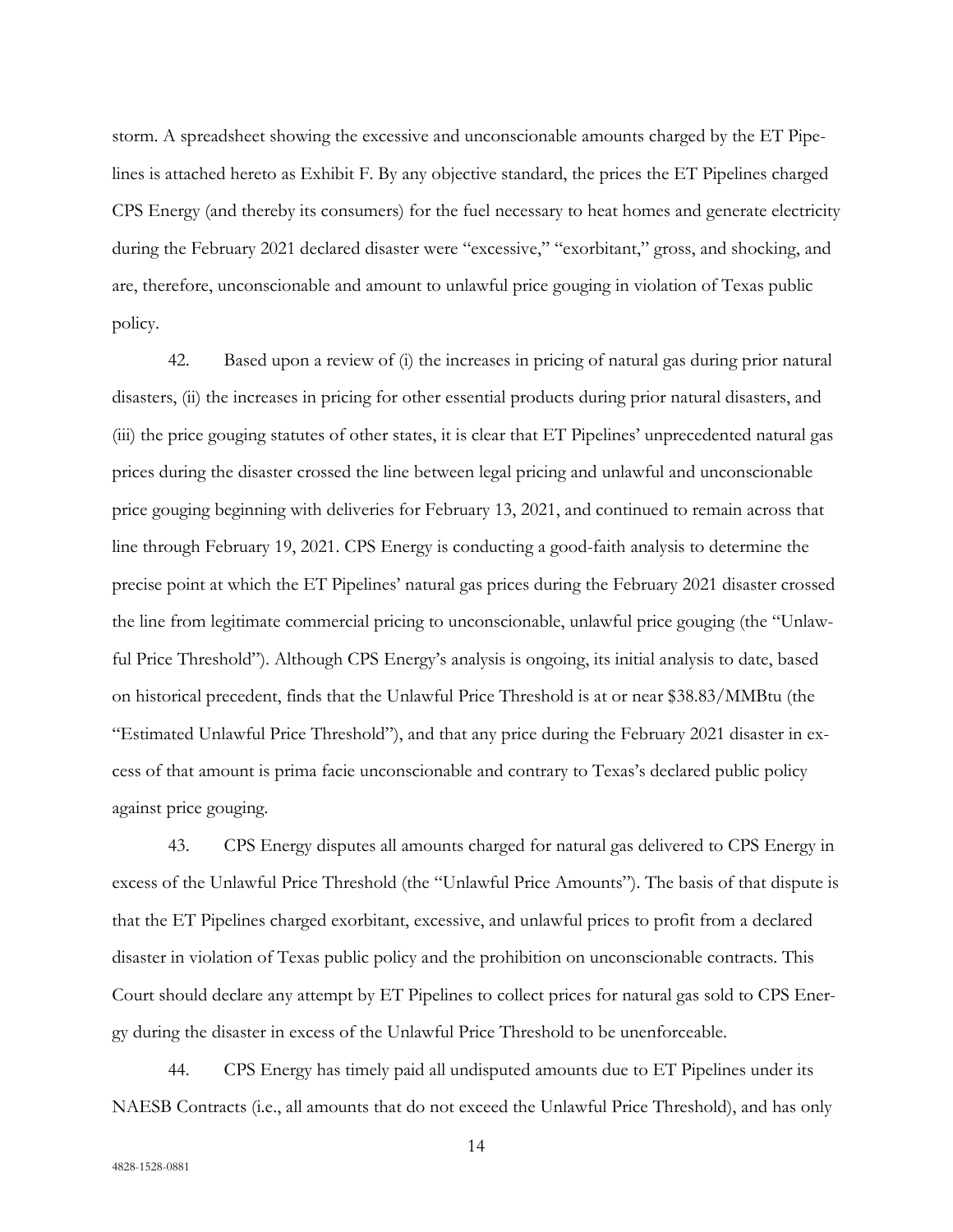storm. A spreadsheet showing the excessive and unconscionable amounts charged by the ET Pipelines is attached hereto as Exhibit F. By any objective standard, the prices the ET Pipelines charged CPS Energy (and thereby its consumers) for the fuel necessary to heat homes and generate electricity during the February 2021 declared disaster were "excessive," "exorbitant," gross, and shocking, and are, therefore, unconscionable and amount to unlawful price gouging in violation of Texas public policy.

42. Based upon a review of (i) the increases in pricing of natural gas during prior natural disasters, (ii) the increases in pricing for other essential products during prior natural disasters, and (iii) the price gouging statutes of other states, it is clear that ET Pipelines' unprecedented natural gas prices during the disaster crossed the line between legal pricing and unlawful and unconscionable price gouging beginning with deliveries for February 13, 2021, and continued to remain across that line through February 19, 2021. CPS Energy is conducting a good-faith analysis to determine the precise point at which the ET Pipelines' natural gas prices during the February 2021 disaster crossed the line from legitimate commercial pricing to unconscionable, unlawful price gouging (the "Unlawful Price Threshold"). Although CPS Energy's analysis is ongoing, its initial analysis to date, based on historical precedent, finds that the Unlawful Price Threshold is at or near $38.83/MMBtu (the "Estimated Unlawful Price Threshold"), and that any price during the February 2021 disaster in excess of that amount is prima facie unconscionable and contrary to Texas's declared public policy against price gouging.

43. CPS Energy disputes all amounts charged for natural gas delivered to CPS Energy in excess of the Unlawful Price Threshold (the "Unlawful Price Amounts"). The basis of that dispute is that the ET Pipelines charged exorbitant, excessive, and unlawful prices to profit from a declared disaster in violation of Texas public policy and the prohibition on unconscionable contracts. This Court should declare any attempt by ET Pipelines to collect prices for natural gas sold to CPS Energy during the disaster in excess of the Unlawful Price Threshold to be unenforceable.

44. CPS Energy has timely paid all undisputed amounts due to ET Pipelines under its NAESB Contracts (i.e., all amounts that do not exceed the Unlawful Price Threshold), and has only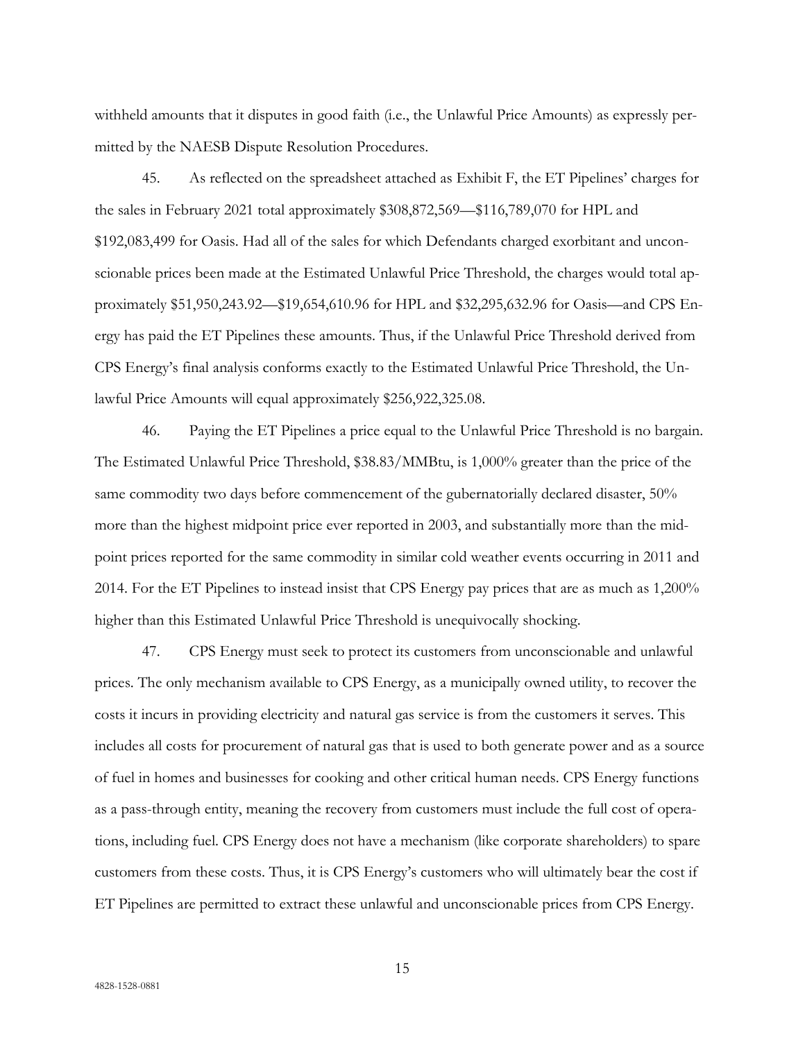withheld amounts that it disputes in good faith (i.e., the Unlawful Price Amounts) as expressly permitted by the NAESB Dispute Resolution Procedures.

45. As reflected on the spreadsheet attached as Exhibit F, the ET Pipelines' charges for the sales in February 2021 total approximately $308,872,569—$116,789,070 for HPL and $192,083,499 for Oasis. Had all of the sales for which Defendants charged exorbitant and unconscionable prices been made at the Estimated Unlawful Price Threshold, the charges would total approximately $51,950,243.92—$19,654,610.96 for HPL and $32,295,632.96 for Oasis—and CPS Energy has paid the ET Pipelines these amounts. Thus, if the Unlawful Price Threshold derived from CPS Energy's final analysis conforms exactly to the Estimated Unlawful Price Threshold, the Unlawful Price Amounts will equal approximately $256,922,325.08.

46. Paying the ET Pipelines a price equal to the Unlawful Price Threshold is no bargain. The Estimated Unlawful Price Threshold, $38.83/MMBtu, is 1,000% greater than the price of the same commodity two days before commencement of the gubernatorially declared disaster, 50% more than the highest midpoint price ever reported in 2003, and substantially more than the midpoint prices reported for the same commodity in similar cold weather events occurring in 2011 and 2014. For the ET Pipelines to instead insist that CPS Energy pay prices that are as much as 1,200% higher than this Estimated Unlawful Price Threshold is unequivocally shocking.

47. CPS Energy must seek to protect its customers from unconscionable and unlawful prices. The only mechanism available to CPS Energy, as a municipally owned utility, to recover the costs it incurs in providing electricity and natural gas service is from the customers it serves. This includes all costs for procurement of natural gas that is used to both generate power and as a source of fuel in homes and businesses for cooking and other critical human needs. CPS Energy functions as a pass-through entity, meaning the recovery from customers must include the full cost of operations, including fuel. CPS Energy does not have a mechanism (like corporate shareholders) to spare customers from these costs. Thus, it is CPS Energy's customers who will ultimately bear the cost if ET Pipelines are permitted to extract these unlawful and unconscionable prices from CPS Energy.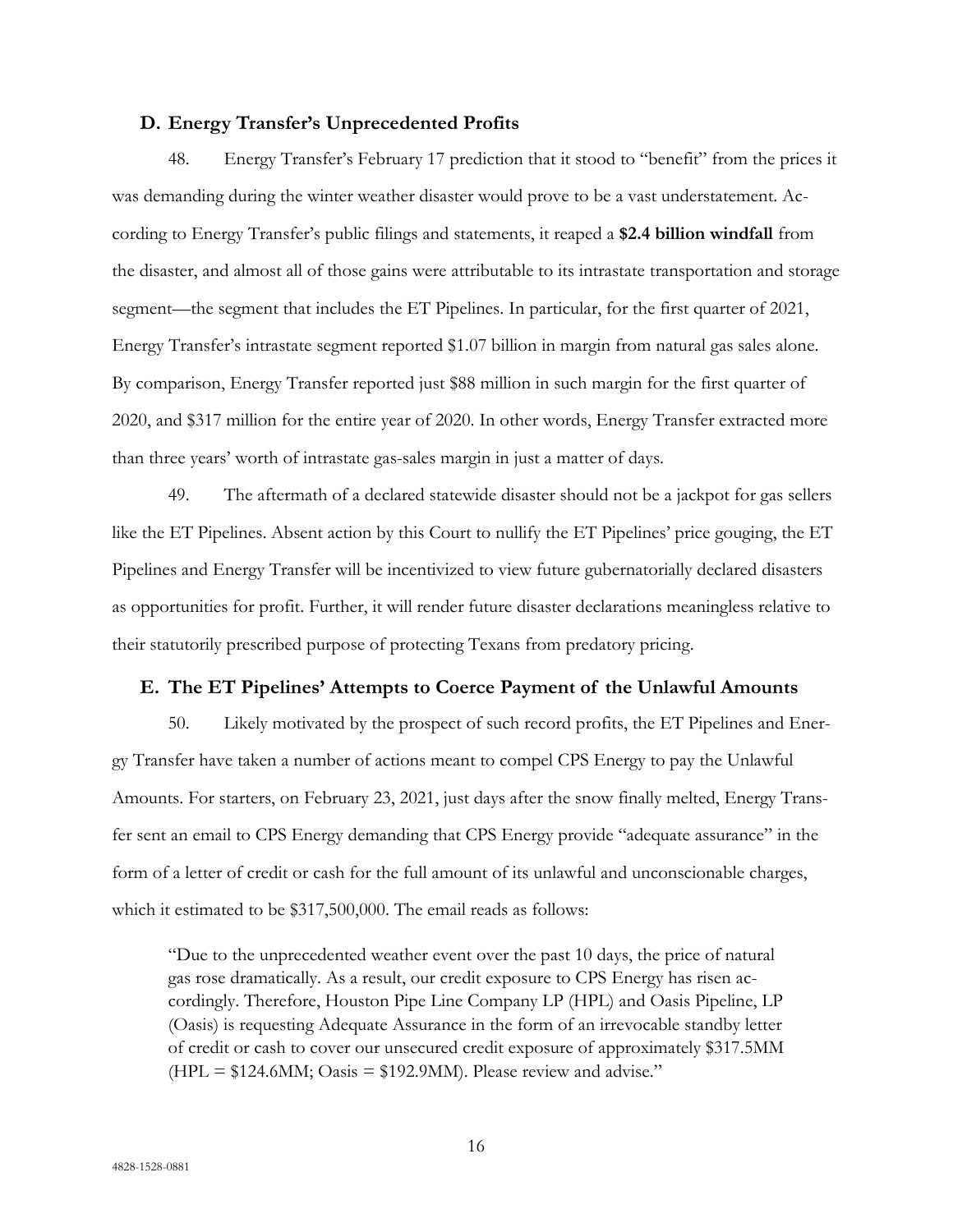### D. Energy Transfer's Unprecedented Profits

48. Energy Transfer's February 17 prediction that it stood to "benefit" from the prices it was demanding during the winter weather disaster would prove to be a vast understatement. According to Energy Transfer's public filings and statements, it reaped a **$2.4 billion windfall** from the disaster, and almost all of those gains were attributable to its intrastate transportation and storage segment—the segment that includes the ET Pipelines. In particular, for the first quarter of 2021, Energy Transfer's intrastate segment reported $1.07 billion in margin from natural gas sales alone. By comparison, Energy Transfer reported just $88 million in such margin for the first quarter of 2020, and $317 million for the entire year of 2020. In other words, Energy Transfer extracted more than three years' worth of intrastate gas-sales margin in just a matter of days.

49. The aftermath of a declared statewide disaster should not be a jackpot for gas sellers like the ET Pipelines. Absent action by this Court to nullify the ET Pipelines' price gouging, the ET Pipelines and Energy Transfer will be incentivized to view future gubernatorially declared disasters as opportunities for profit. Further, it will render future disaster declarations meaningless relative to their statutorily prescribed purpose of protecting Texans from predatory pricing.

### E. The ET Pipelines' Attempts to Coerce Payment of the Unlawful Amounts

50. Likely motivated by the prospect of such record profits, the ET Pipelines and Energy Transfer have taken a number of actions meant to compel CPS Energy to pay the Unlawful Amounts. For starters, on February 23, 2021, just days after the snow finally melted, Energy Transfer sent an email to CPS Energy demanding that CPS Energy provide "adequate assurance" in the form of a letter of credit or cash for the full amount of its unlawful and unconscionable charges, which it estimated to be $317,500,000. The email reads as follows:

> "Due to the unprecedented weather event over the past 10 days, the price of natural gas rose dramatically. As a result, our credit exposure to CPS Energy has risen accordingly. Therefore, Houston Pipe Line Company LP (HPL) and Oasis Pipeline, LP (Oasis) is requesting Adequate Assurance in the form of an irrevocable standby letter of credit or cash to cover our unsecured credit exposure of approximately $317.5MM (HPL = $124.6MM; Oasis = $192.9MM). Please review and advise."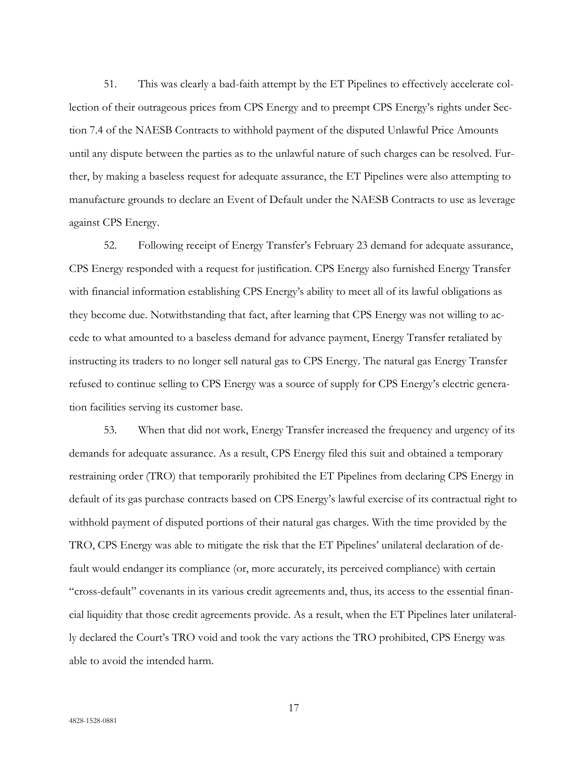51. This was clearly a bad-faith attempt by the ET Pipelines to effectively accelerate collection of their outrageous prices from CPS Energy and to preempt CPS Energy's rights under Section 7.4 of the NAESB Contracts to withhold payment of the disputed Unlawful Price Amounts until any dispute between the parties as to the unlawful nature of such charges can be resolved. Further, by making a baseless request for adequate assurance, the ET Pipelines were also attempting to manufacture grounds to declare an Event of Default under the NAESB Contracts to use as leverage against CPS Energy.

52. Following receipt of Energy Transfer's February 23 demand for adequate assurance, CPS Energy responded with a request for justification. CPS Energy also furnished Energy Transfer with financial information establishing CPS Energy's ability to meet all of its lawful obligations as they become due. Notwithstanding that fact, after learning that CPS Energy was not willing to accede to what amounted to a baseless demand for advance payment, Energy Transfer retaliated by instructing its traders to no longer sell natural gas to CPS Energy. The natural gas Energy Transfer refused to continue selling to CPS Energy was a source of supply for CPS Energy's electric generation facilities serving its customer base.

53. When that did not work, Energy Transfer increased the frequency and urgency of its demands for adequate assurance. As a result, CPS Energy filed this suit and obtained a temporary restraining order (TRO) that temporarily prohibited the ET Pipelines from declaring CPS Energy in default of its gas purchase contracts based on CPS Energy's lawful exercise of its contractual right to withhold payment of disputed portions of their natural gas charges. With the time provided by the TRO, CPS Energy was able to mitigate the risk that the ET Pipelines' unilateral declaration of default would endanger its compliance (or, more accurately, its perceived compliance) with certain "cross-default" covenants in its various credit agreements and, thus, its access to the essential financial liquidity that those credit agreements provide. As a result, when the ET Pipelines later unilaterally declared the Court's TRO void and took the vary actions the TRO prohibited, CPS Energy was able to avoid the intended harm.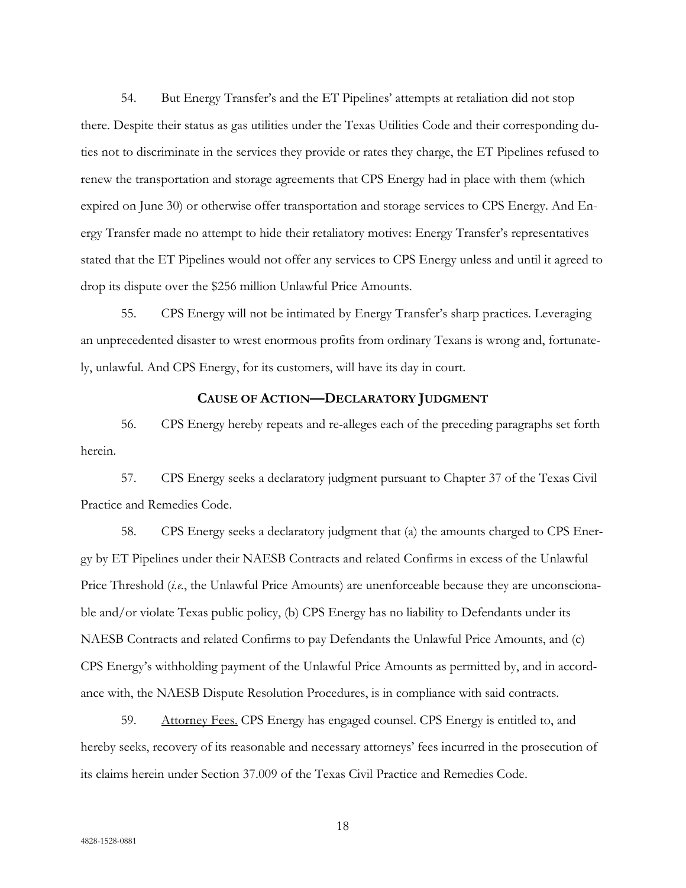54. But Energy Transfer's and the ET Pipelines' attempts at retaliation did not stop there. Despite their status as gas utilities under the Texas Utilities Code and their corresponding duties not to discriminate in the services they provide or rates they charge, the ET Pipelines refused to renew the transportation and storage agreements that CPS Energy had in place with them (which expired on June 30) or otherwise offer transportation and storage services to CPS Energy. And Energy Transfer made no attempt to hide their retaliatory motives: Energy Transfer's representatives stated that the ET Pipelines would not offer any services to CPS Energy unless and until it agreed to drop its dispute over the $256 million Unlawful Price Amounts.

55. CPS Energy will not be intimated by Energy Transfer's sharp practices. Leveraging an unprecedented disaster to wrest enormous profits from ordinary Texans is wrong and, fortunately, unlawful. And CPS Energy, for its customers, will have its day in court.

## CAUSE OF ACTION—DECLARATORY JUDGMENT

56. CPS Energy hereby repeats and re-alleges each of the preceding paragraphs set forth herein.

57. CPS Energy seeks a declaratory judgment pursuant to Chapter 37 of the Texas Civil Practice and Remedies Code.

58. CPS Energy seeks a declaratory judgment that (a) the amounts charged to CPS Energy by ET Pipelines under their NAESB Contracts and related Confirms in excess of the Unlawful Price Threshold (*i.e.*, the Unlawful Price Amounts) are unenforceable because they are unconscionable and/or violate Texas public policy, (b) CPS Energy has no liability to Defendants under its NAESB Contracts and related Confirms to pay Defendants the Unlawful Price Amounts, and (c) CPS Energy's withholding payment of the Unlawful Price Amounts as permitted by, and in accordance with, the NAESB Dispute Resolution Procedures, is in compliance with said contracts.

59. Attorney Fees. CPS Energy has engaged counsel. CPS Energy is entitled to, and hereby seeks, recovery of its reasonable and necessary attorneys' fees incurred in the prosecution of its claims herein under Section 37.009 of the Texas Civil Practice and Remedies Code.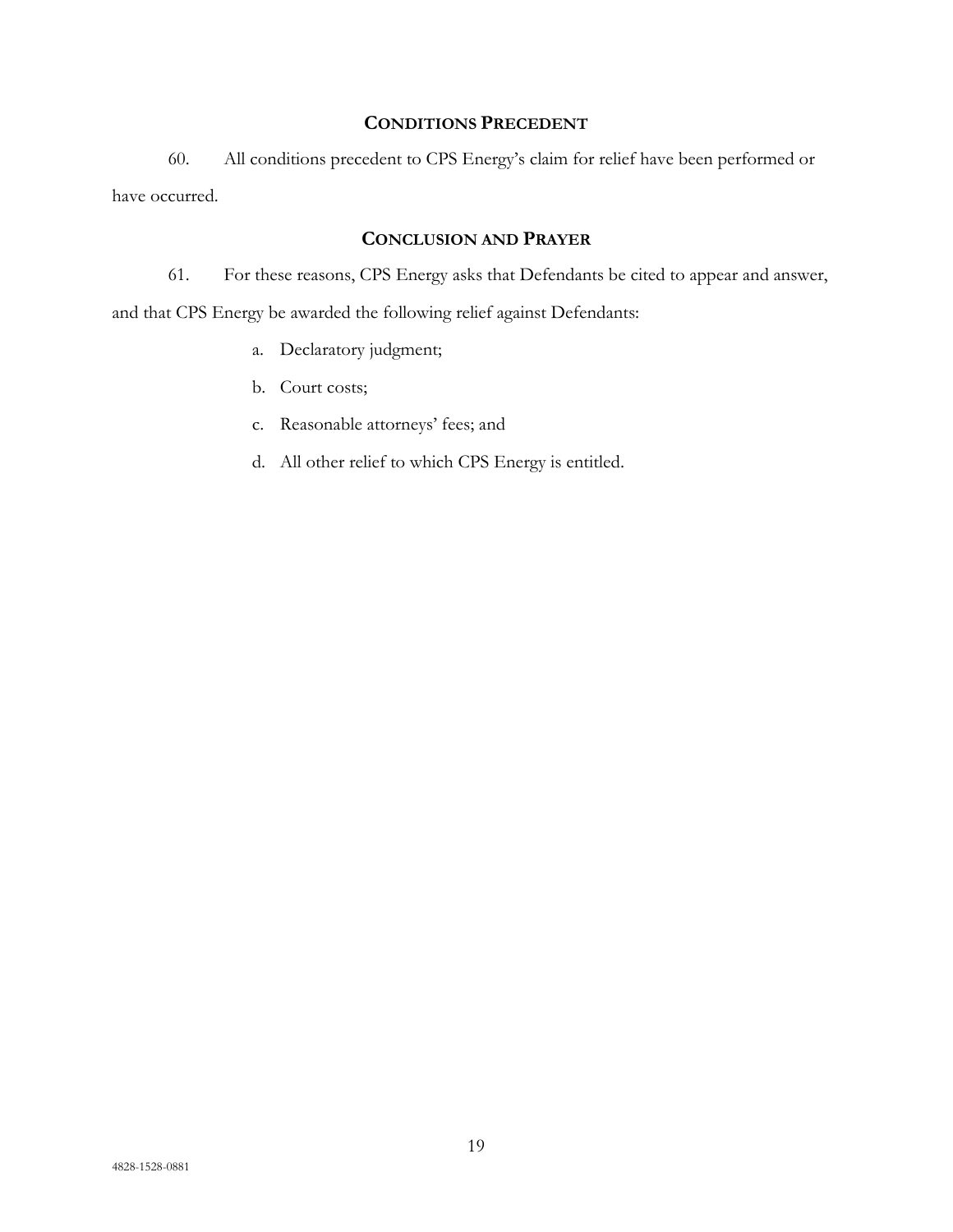## CONDITIONS PRECEDENT

60. All conditions precedent to CPS Energy's claim for relief have been performed or have occurred.

## CONCLUSION AND PRAYER

61. For these reasons, CPS Energy asks that Defendants be cited to appear and answer, and that CPS Energy be awarded the following relief against Defendants:

a. Declaratory judgment;

b. Court costs;

c. Reasonable attorneys' fees; and

d. All other relief to which CPS Energy is entitled.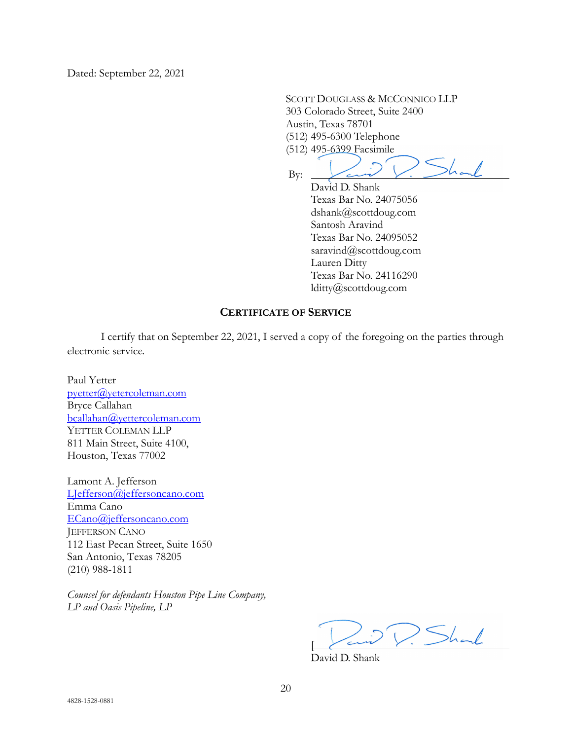Dated: September 22, 2021

SCOTT DOUGLASS & MCCONNICO LLP
303 Colorado Street, Suite 2400
Austin, Texas 78701
(512) 495-6300 Telephone
(512) 495-6399 Facsimile

By: ______________________
David D. Shank
Texas Bar No. 24075056
dshank@scottdoug.com
Santosh Aravind
Texas Bar No. 24095052
saravind@scottdoug.com
Lauren Ditty
Texas Bar No. 24116290
lditty@scottdoug.com

## CERTIFICATE OF SERVICE

I certify that on September 22, 2021, I served a copy of the foregoing on the parties through electronic service.

Paul Yetter
pyetter@yetercoleman.com
Bryce Callahan
bcallahan@yettercoleman.com
YETTER COLEMAN LLP
811 Main Street, Suite 4100,
Houston, Texas 77002

Lamont A. Jefferson
LJefferson@jeffersoncano.com
Emma Cano
ECano@jeffersoncano.com
JEFFERSON CANO
112 East Pecan Street, Suite 1650
San Antonio, Texas 78205
(210) 988-1811

*Counsel for defendants Houston Pipe Line Company, LP and Oasis Pipeline, LP*

______________________
David D. Shank

4828-1528-0881